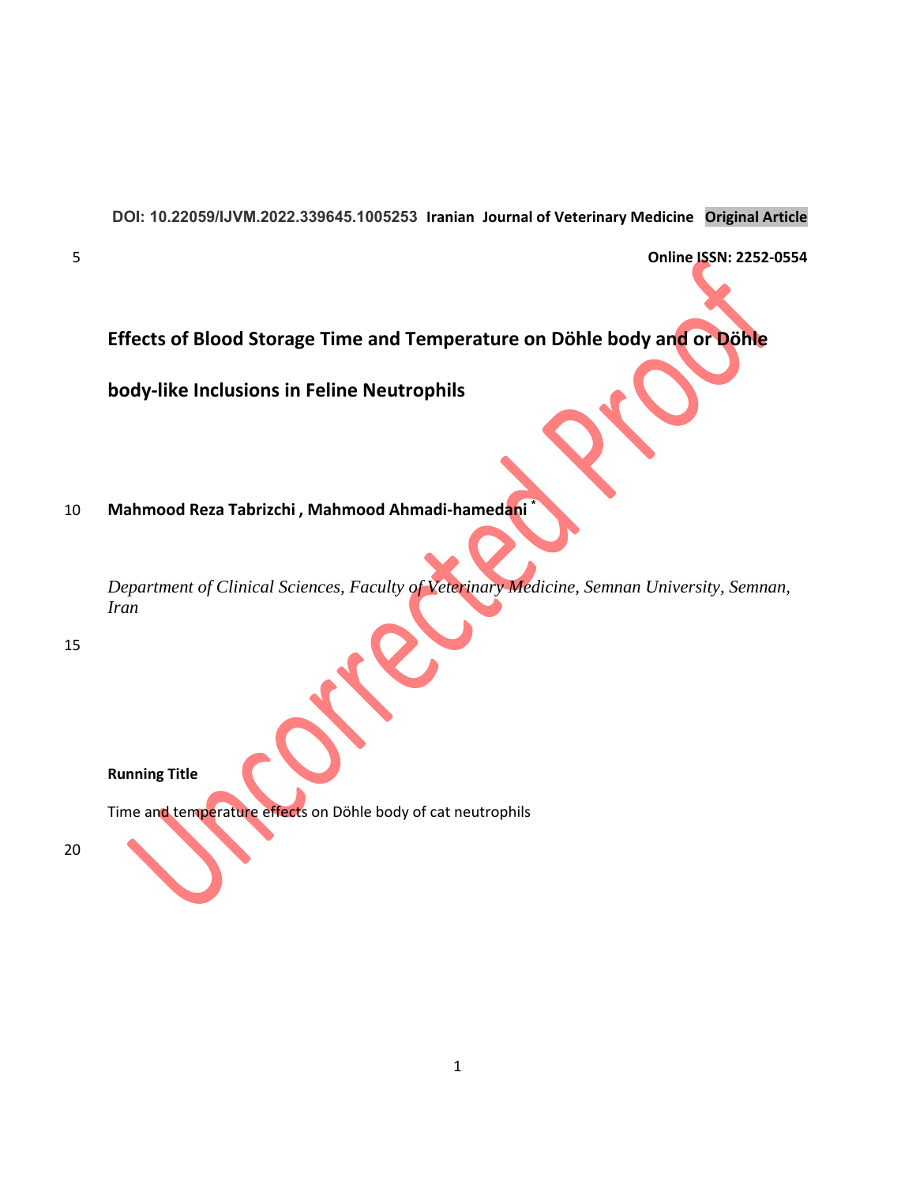DOI: 10.22059/IJVM.2022.339645.1005253 Iranian Journal of Veterinary Medicine **Original Article**

**Online ISSN: 2252-0554**

# Effects of Blood Storage Time and Temperature on Döhle body and or Döhle body-like Inclusions in Feline Neutrophils

**Mahmood Reza Tabrizchi , Mahmood Ahmadi-hamedani** *

*Department of Clinical Sciences, Faculty of Veterinary Medicine, Semnan University, Semnan, Iran*

**Running Title**

Time and temperature effects on Döhle body of cat neutrophils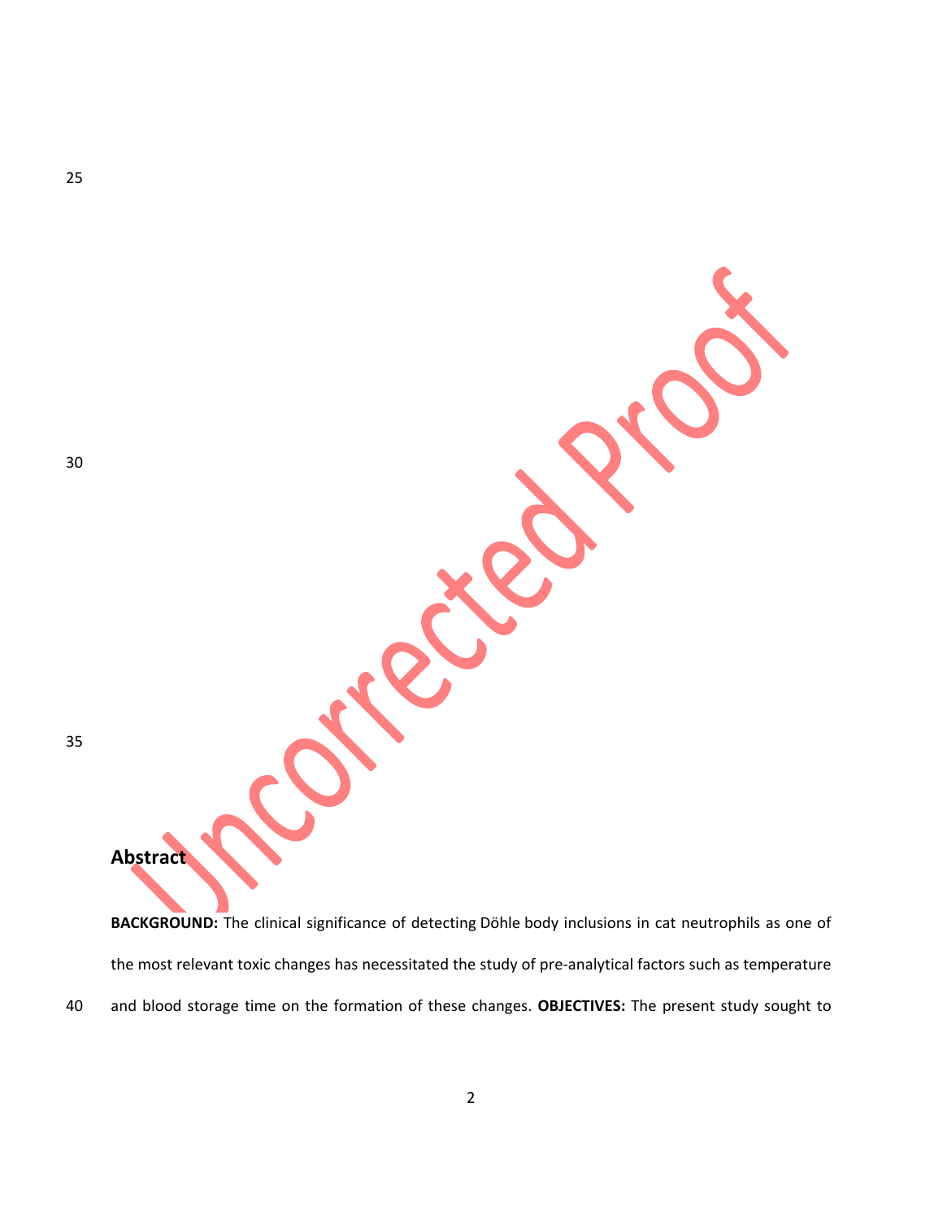## Abstract

**BACKGROUND:** The clinical significance of detecting Döhle body inclusions in cat neutrophils as one of the most relevant toxic changes has necessitated the study of pre-analytical factors such as temperature and blood storage time on the formation of these changes. **OBJECTIVES:** The present study sought to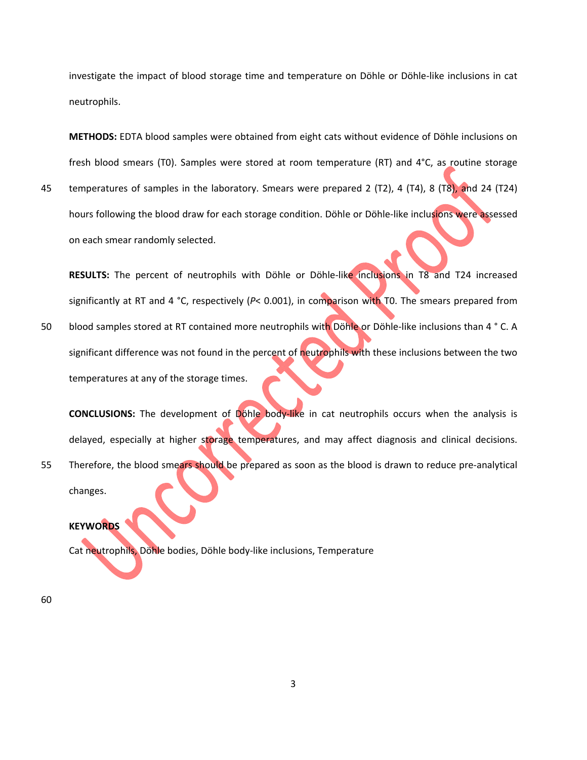investigate the impact of blood storage time and temperature on Döhle or Döhle-like inclusions in cat neutrophils.

**METHODS:** EDTA blood samples were obtained from eight cats without evidence of Döhle inclusions on fresh blood smears (T0). Samples were stored at room temperature (RT) and 4°C, as routine storage temperatures of samples in the laboratory. Smears were prepared 2 (T2), 4 (T4), 8 (T8), and 24 (T24) hours following the blood draw for each storage condition. Döhle or Döhle-like inclusions were assessed on each smear randomly selected.

**RESULTS:** The percent of neutrophils with Döhle or Döhle-like inclusions in T8 and T24 increased significantly at RT and 4 °C, respectively ($P < 0.001$), in comparison with T0. The smears prepared from blood samples stored at RT contained more neutrophils with Döhle or Döhle-like inclusions than 4 ° C. A significant difference was not found in the percent of neutrophils with these inclusions between the two temperatures at any of the storage times.

**CONCLUSIONS:** The development of Döhle body-like in cat neutrophils occurs when the analysis is delayed, especially at higher storage temperatures, and may affect diagnosis and clinical decisions. Therefore, the blood smears should be prepared as soon as the blood is drawn to reduce pre-analytical changes.

**KEYWORDS**

Cat neutrophils, Döhle bodies, Döhle body-like inclusions, Temperature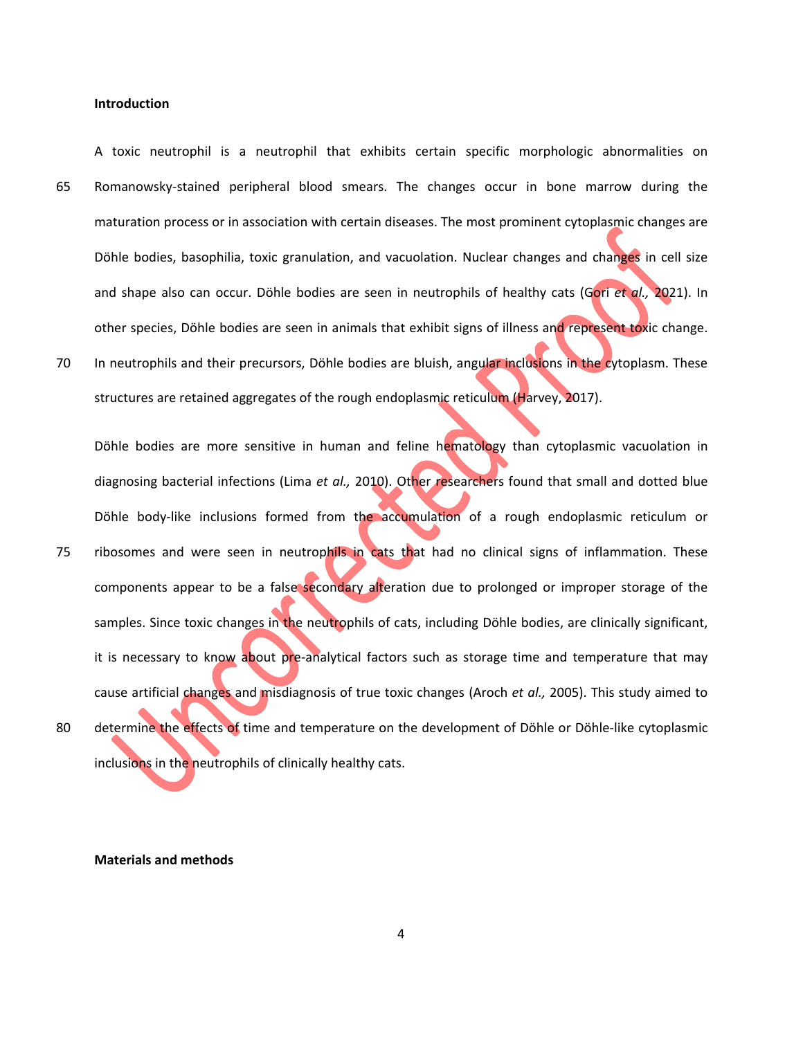## Introduction

A toxic neutrophil is a neutrophil that exhibits certain specific morphologic abnormalities on Romanowsky-stained peripheral blood smears. The changes occur in bone marrow during the maturation process or in association with certain diseases. The most prominent cytoplasmic changes are Döhle bodies, basophilia, toxic granulation, and vacuolation. Nuclear changes and changes in cell size and shape also can occur. Döhle bodies are seen in neutrophils of healthy cats (Gori *et al.,* 2021). In other species, Döhle bodies are seen in animals that exhibit signs of illness and represent toxic change. In neutrophils and their precursors, Döhle bodies are bluish, angular inclusions in the cytoplasm. These structures are retained aggregates of the rough endoplasmic reticulum (Harvey, 2017).

Döhle bodies are more sensitive in human and feline hematology than cytoplasmic vacuolation in diagnosing bacterial infections (Lima *et al.,* 2010). Other researchers found that small and dotted blue Döhle body-like inclusions formed from the accumulation of a rough endoplasmic reticulum or ribosomes and were seen in neutrophils in cats that had no clinical signs of inflammation. These components appear to be a false secondary alteration due to prolonged or improper storage of the samples. Since toxic changes in the neutrophils of cats, including Döhle bodies, are clinically significant, it is necessary to know about pre-analytical factors such as storage time and temperature that may cause artificial changes and misdiagnosis of true toxic changes (Aroch *et al.,* 2005). This study aimed to determine the effects of time and temperature on the development of Döhle or Döhle-like cytoplasmic inclusions in the neutrophils of clinically healthy cats.

## Materials and methods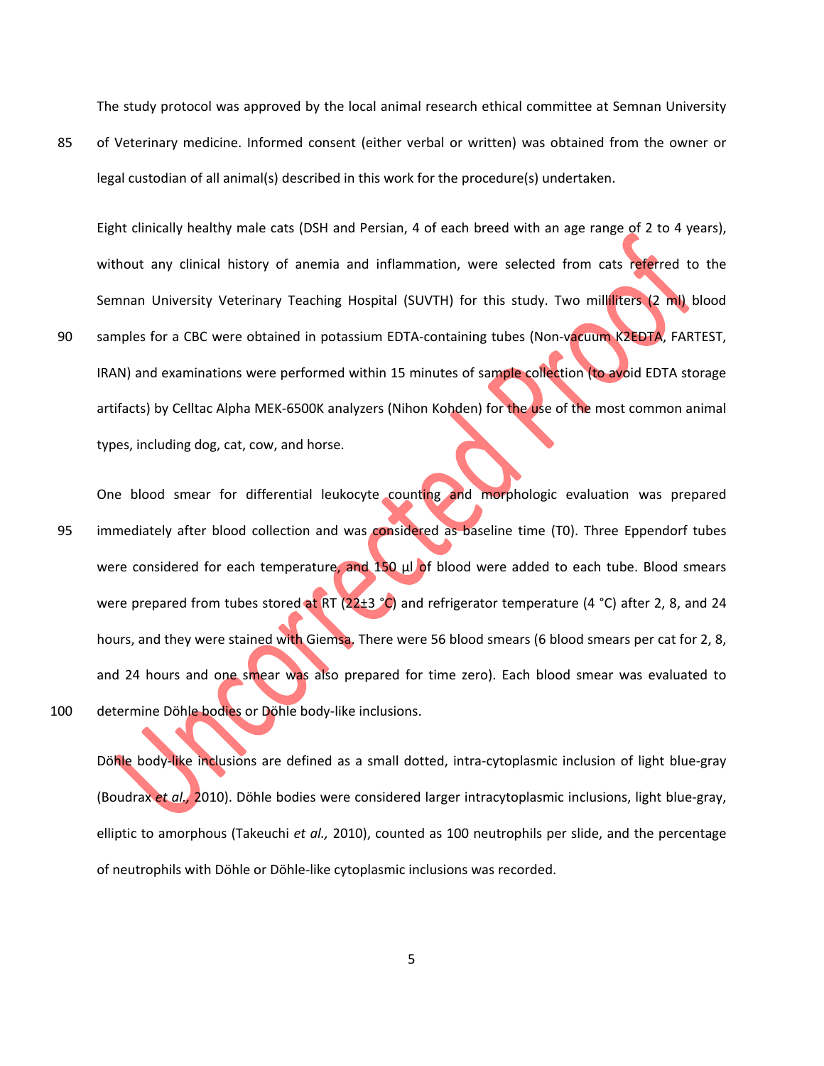The study protocol was approved by the local animal research ethical committee at Semnan University of Veterinary medicine. Informed consent (either verbal or written) was obtained from the owner or legal custodian of all animal(s) described in this work for the procedure(s) undertaken.

Eight clinically healthy male cats (DSH and Persian, 4 of each breed with an age range of 2 to 4 years), without any clinical history of anemia and inflammation, were selected from cats referred to the Semnan University Veterinary Teaching Hospital (SUVTH) for this study. Two milliliters (2 ml) blood samples for a CBC were obtained in potassium EDTA-containing tubes (Non-vacuum K2EDTA, FARTEST, IRAN) and examinations were performed within 15 minutes of sample collection (to avoid EDTA storage artifacts) by Celltac Alpha MEK-6500K analyzers (Nihon Kohden) for the use of the most common animal types, including dog, cat, cow, and horse.

One blood smear for differential leukocyte counting and morphologic evaluation was prepared immediately after blood collection and was considered as baseline time (T0). Three Eppendorf tubes were considered for each temperature, and 150 µl of blood were added to each tube. Blood smears were prepared from tubes stored at RT (22±3 °C) and refrigerator temperature (4 °C) after 2, 8, and 24 hours, and they were stained with Giemsa. There were 56 blood smears (6 blood smears per cat for 2, 8, and 24 hours and one smear was also prepared for time zero). Each blood smear was evaluated to determine Döhle bodies or Döhle body-like inclusions.

Döhle body-like inclusions are defined as a small dotted, intra-cytoplasmic inclusion of light blue-gray (Boudrax *et al.,* 2010). Döhle bodies were considered larger intracytoplasmic inclusions, light blue-gray, elliptic to amorphous (Takeuchi *et al.,* 2010), counted as 100 neutrophils per slide, and the percentage of neutrophils with Döhle or Döhle-like cytoplasmic inclusions was recorded.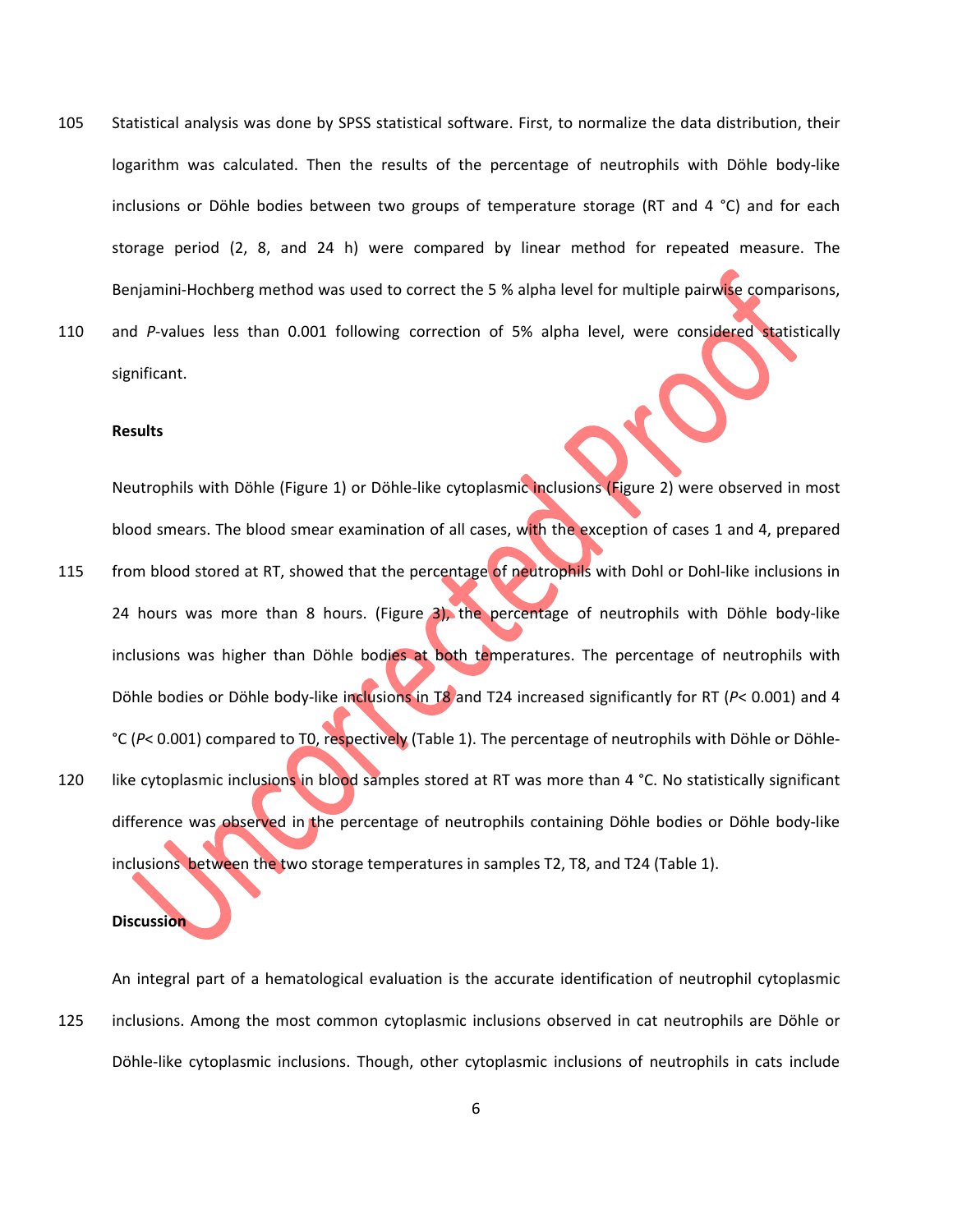Statistical analysis was done by SPSS statistical software. First, to normalize the data distribution, their logarithm was calculated. Then the results of the percentage of neutrophils with Döhle body-like inclusions or Döhle bodies between two groups of temperature storage (RT and 4 °C) and for each storage period (2, 8, and 24 h) were compared by linear method for repeated measure. The Benjamini-Hochberg method was used to correct the 5 % alpha level for multiple pairwise comparisons, and *P*-values less than 0.001 following correction of 5% alpha level, were considered statistically significant.

**Results**

Neutrophils with Döhle (Figure 1) or Döhle-like cytoplasmic inclusions (Figure 2) were observed in most blood smears. The blood smear examination of all cases, with the exception of cases 1 and 4, prepared from blood stored at RT, showed that the percentage of neutrophils with Dohl or Dohl-like inclusions in 24 hours was more than 8 hours. (Figure 3), the percentage of neutrophils with Döhle body-like inclusions was higher than Döhle bodies at both temperatures. The percentage of neutrophils with Döhle bodies or Döhle body-like inclusions in T8 and T24 increased significantly for RT ($P$< 0.001) and 4 °C ($P$< 0.001) compared to T0, respectively (Table 1). The percentage of neutrophils with Döhle or Döhle-like cytoplasmic inclusions in blood samples stored at RT was more than 4 °C. No statistically significant difference was observed in the percentage of neutrophils containing Döhle bodies or Döhle body-like inclusions between the two storage temperatures in samples T2, T8, and T24 (Table 1).

**Discussion**

An integral part of a hematological evaluation is the accurate identification of neutrophil cytoplasmic inclusions. Among the most common cytoplasmic inclusions observed in cat neutrophils are Döhle or Döhle-like cytoplasmic inclusions. Though, other cytoplasmic inclusions of neutrophils in cats include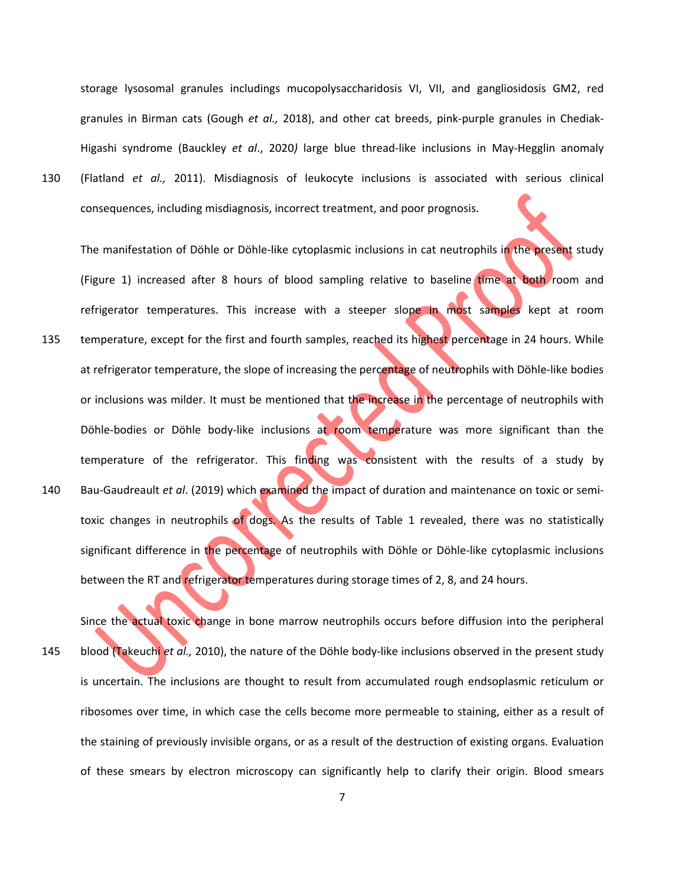storage lysosomal granules includings mucopolysaccharidosis VI, VII, and gangliosidosis GM2, red granules in Birman cats (Gough *et al.,* 2018), and other cat breeds, pink-purple granules in Chediak-Higashi syndrome (Bauckley *et al*., 2020*)* large blue thread-like inclusions in May-Hegglin anomaly (Flatland *et al.,* 2011). Misdiagnosis of leukocyte inclusions is associated with serious clinical consequences, including misdiagnosis, incorrect treatment, and poor prognosis.

The manifestation of Döhle or Döhle-like cytoplasmic inclusions in cat neutrophils in the present study (Figure 1) increased after 8 hours of blood sampling relative to baseline time at both room and refrigerator temperatures. This increase with a steeper slope in most samples kept at room temperature, except for the first and fourth samples, reached its highest percentage in 24 hours. While at refrigerator temperature, the slope of increasing the percentage of neutrophils with Döhle-like bodies or inclusions was milder. It must be mentioned that the increase in the percentage of neutrophils with Döhle-bodies or Döhle body-like inclusions at room temperature was more significant than the temperature of the refrigerator. This finding was consistent with the results of a study by Bau-Gaudreault *et al*. (2019) which examined the impact of duration and maintenance on toxic or semi-toxic changes in neutrophils of dogs. As the results of Table 1 revealed, there was no statistically significant difference in the percentage of neutrophils with Döhle or Döhle-like cytoplasmic inclusions between the RT and refrigerator temperatures during storage times of 2, 8, and 24 hours.

Since the actual toxic change in bone marrow neutrophils occurs before diffusion into the peripheral blood (Takeuchi *et al.,* 2010), the nature of the Döhle body-like inclusions observed in the present study is uncertain. The inclusions are thought to result from accumulated rough endsoplasmic reticulum or ribosomes over time, in which case the cells become more permeable to staining, either as a result of the staining of previously invisible organs, or as a result of the destruction of existing organs. Evaluation of these smears by electron microscopy can significantly help to clarify their origin. Blood smears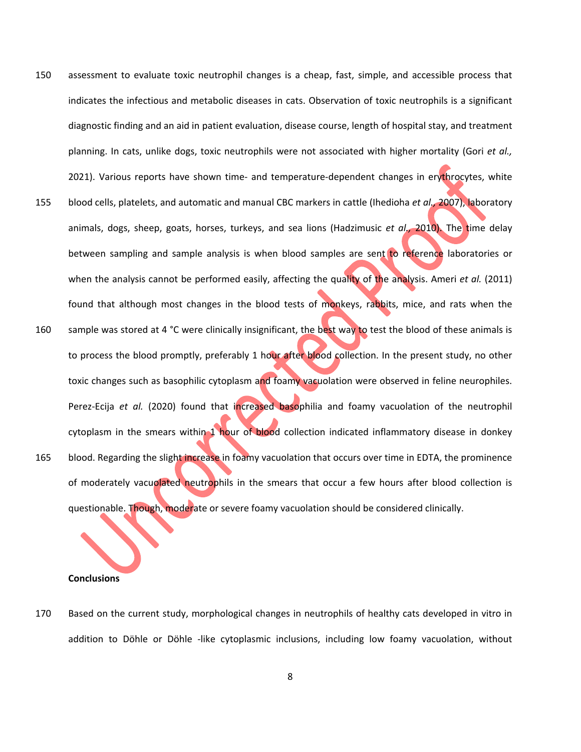assessment to evaluate toxic neutrophil changes is a cheap, fast, simple, and accessible process that indicates the infectious and metabolic diseases in cats. Observation of toxic neutrophils is a significant diagnostic finding and an aid in patient evaluation, disease course, length of hospital stay, and treatment planning. In cats, unlike dogs, toxic neutrophils were not associated with higher mortality (Gori *et al.,* 2021). Various reports have shown time- and temperature-dependent changes in erythrocytes, white blood cells, platelets, and automatic and manual CBC markers in cattle (Ihedioha *et al.,* 2007), laboratory animals, dogs, sheep, goats, horses, turkeys, and sea lions (Hadzimusic *et al.,* 2010). The time delay between sampling and sample analysis is when blood samples are sent to reference laboratories or when the analysis cannot be performed easily, affecting the quality of the analysis. Ameri *et al.* (2011) found that although most changes in the blood tests of monkeys, rabbits, mice, and rats when the sample was stored at 4 °C were clinically insignificant, the best way to test the blood of these animals is to process the blood promptly, preferably 1 hour after blood collection. In the present study, no other toxic changes such as basophilic cytoplasm and foamy vacuolation were observed in feline neurophiles. Perez-Ecija *et al.* (2020) found that increased basophilia and foamy vacuolation of the neutrophil cytoplasm in the smears within 1 hour of blood collection indicated inflammatory disease in donkey blood. Regarding the slight increase in foamy vacuolation that occurs over time in EDTA, the prominence of moderately vacuolated neutrophils in the smears that occur a few hours after blood collection is questionable. Though, moderate or severe foamy vacuolation should be considered clinically.

## Conclusions

Based on the current study, morphological changes in neutrophils of healthy cats developed in vitro in addition to Döhle or Döhle -like cytoplasmic inclusions, including low foamy vacuolation, without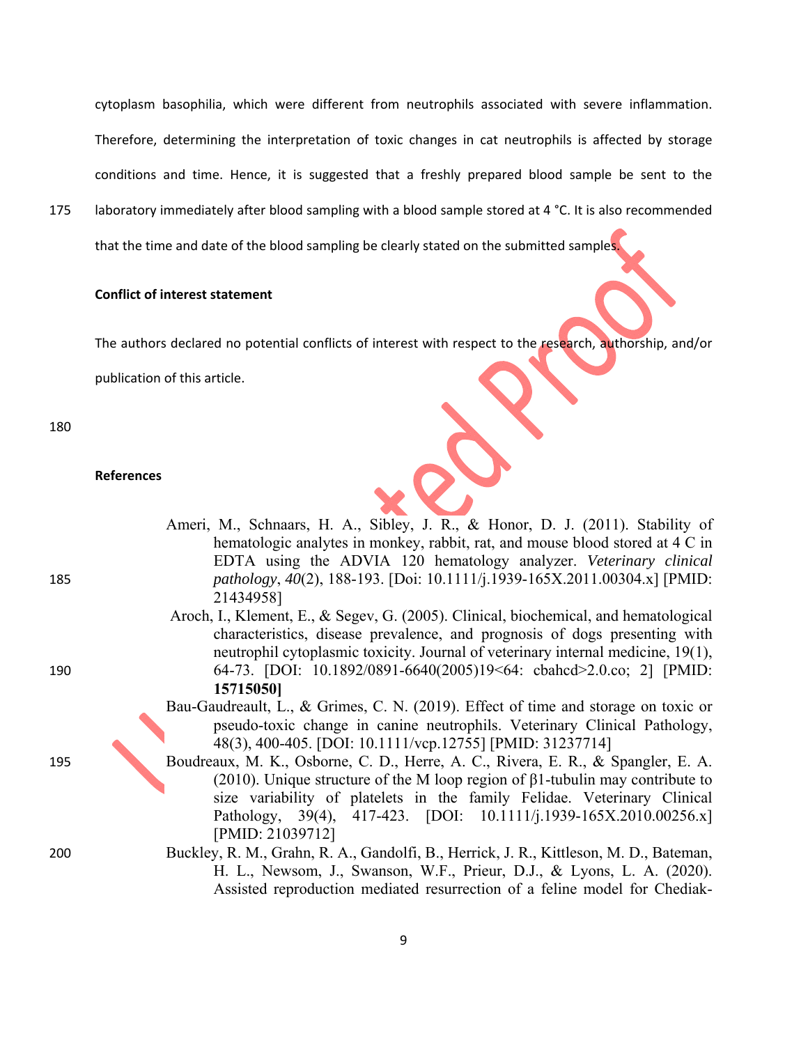cytoplasm basophilia, which were different from neutrophils associated with severe inflammation. Therefore, determining the interpretation of toxic changes in cat neutrophils is affected by storage conditions and time. Hence, it is suggested that a freshly prepared blood sample be sent to the laboratory immediately after blood sampling with a blood sample stored at 4 °C. It is also recommended that the time and date of the blood sampling be clearly stated on the submitted samples.

**Conflict of interest statement**

The authors declared no potential conflicts of interest with respect to the research, authorship, and/or publication of this article.

**References**

Ameri, M., Schnaars, H. A., Sibley, J. R., & Honor, D. J. (2011). Stability of hematologic analytes in monkey, rabbit, rat, and mouse blood stored at 4 C in EDTA using the ADVIA 120 hematology analyzer. *Veterinary clinical pathology*, *40*(2), 188-193. [Doi: 10.1111/j.1939-165X.2011.00304.x] [PMID: 21434958]

Aroch, I., Klement, E., & Segev, G. (2005). Clinical, biochemical, and hematological characteristics, disease prevalence, and prognosis of dogs presenting with neutrophil cytoplasmic toxicity. Journal of veterinary internal medicine, 19(1), 64-73. [DOI: 10.1892/0891-6640(2005)19<64: cbahcd>2.0.co; 2] [PMID: **15715050]**

Bau-Gaudreault, L., & Grimes, C. N. (2019). Effect of time and storage on toxic or pseudo-toxic change in canine neutrophils. Veterinary Clinical Pathology, 48(3), 400-405. [DOI: 10.1111/vcp.12755] [PMID: 31237714]

Boudreaux, M. K., Osborne, C. D., Herre, A. C., Rivera, E. R., & Spangler, E. A. (2010). Unique structure of the M loop region of β1-tubulin may contribute to size variability of platelets in the family Felidae. Veterinary Clinical Pathology, 39(4), 417-423. [DOI: 10.1111/j.1939-165X.2010.00256.x] [PMID: 21039712]

Buckley, R. M., Grahn, R. A., Gandolfi, B., Herrick, J. R., Kittleson, M. D., Bateman, H. L., Newsom, J., Swanson, W.F., Prieur, D.J., & Lyons, L. A. (2020). Assisted reproduction mediated resurrection of a feline model for Chediak-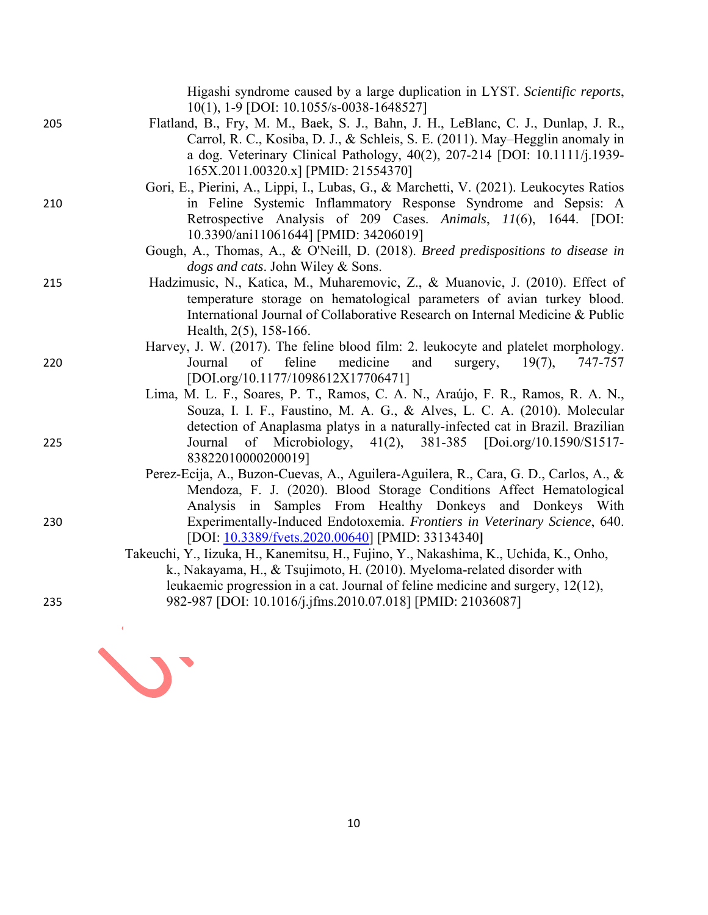Higashi syndrome caused by a large duplication in LYST. *Scientific reports*, 10(1), 1-9 [DOI: 10.1055/s-0038-1648527]

Flatland, B., Fry, M. M., Baek, S. J., Bahn, J. H., LeBlanc, C. J., Dunlap, J. R., Carrol, R. C., Kosiba, D. J., & Schleis, S. E. (2011). May–Hegglin anomaly in a dog. Veterinary Clinical Pathology, 40(2), 207-214 [DOI: 10.1111/j.1939-165X.2011.00320.x] [PMID: 21554370]

Gori, E., Pierini, A., Lippi, I., Lubas, G., & Marchetti, V. (2021). Leukocytes Ratios in Feline Systemic Inflammatory Response Syndrome and Sepsis: A Retrospective Analysis of 209 Cases. *Animals*, *11*(6), 1644. [DOI: 10.3390/ani11061644] [PMID: 34206019]

Gough, A., Thomas, A., & O'Neill, D. (2018). *Breed predispositions to disease in dogs and cats*. John Wiley & Sons.

Hadzimusic, N., Katica, M., Muharemovic, Z., & Muanovic, J. (2010). Effect of temperature storage on hematological parameters of avian turkey blood. International Journal of Collaborative Research on Internal Medicine & Public Health, 2(5), 158-166.

Harvey, J. W. (2017). The feline blood film: 2. leukocyte and platelet morphology. Journal of feline medicine and surgery, 19(7), 747-757 [DOI.org/10.1177/1098612X17706471]

Lima, M. L. F., Soares, P. T., Ramos, C. A. N., Araújo, F. R., Ramos, R. A. N., Souza, I. I. F., Faustino, M. A. G., & Alves, L. C. A. (2010). Molecular detection of Anaplasma platys in a naturally-infected cat in Brazil. Brazilian Journal of Microbiology, 41(2), 381-385 [Doi.org/10.1590/S1517-83822010000200019]

Perez-Ecija, A., Buzon-Cuevas, A., Aguilera-Aguilera, R., Cara, G. D., Carlos, A., & Mendoza, F. J. (2020). Blood Storage Conditions Affect Hematological Analysis in Samples From Healthy Donkeys and Donkeys With Experimentally-Induced Endotoxemia. *Frontiers in Veterinary Science*, 640. [DOI: 10.3389/fvets.2020.00640] [PMID: 33134340**]**

Takeuchi, Y., Iizuka, H., Kanemitsu, H., Fujino, Y., Nakashima, K., Uchida, K., Onho, k., Nakayama, H., & Tsujimoto, H. (2010). Myeloma-related disorder with leukaemic progression in a cat. Journal of feline medicine and surgery, 12(12), 982-987 [DOI: 10.1016/j.jfms.2010.07.018] [PMID: 21036087]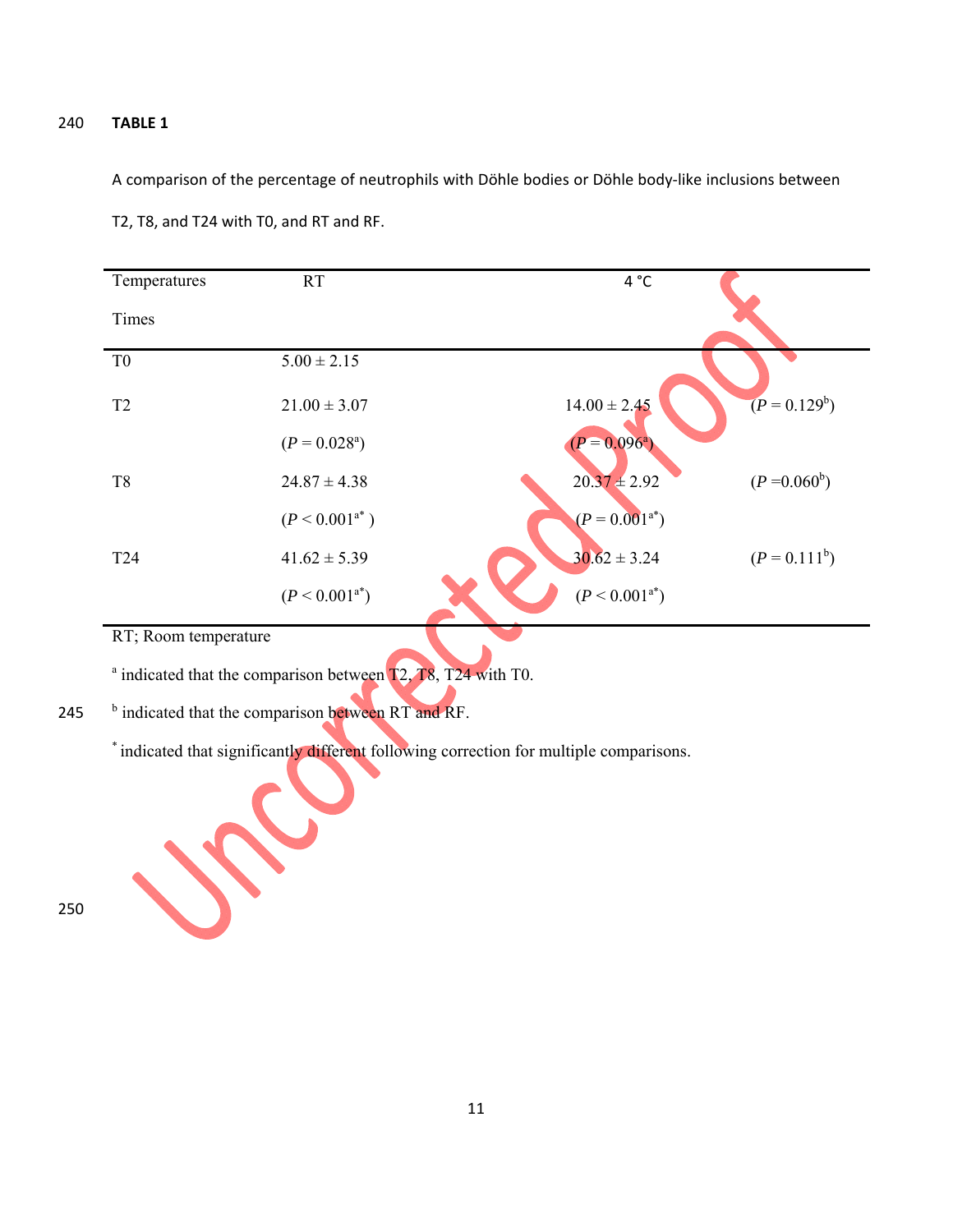**TABLE 1**

A comparison of the percentage of neutrophils with Döhle bodies or Döhle body-like inclusions between T2, T8, and T24 with T0, and RT and RF.

| Temperatures / Times | RT | 4 °C | |
|---|---|---|---|
| T0 | 5.00 ± 2.15 | | |
| T2 | 21.00 ± 3.07 ($P = 0.028$[a]) | 14.00 ± 2.45 ($P = 0.096$[a]) | ($P = 0.129$[b]) |
| T8 | 24.87 ± 4.38 ($P < 0.001$[a*]) | 20.37 ± 2.92 ($P = 0.001$[a*]) | ($P = 0.060$[b]) |
| T24 | 41.62 ± 5.39 ($P < 0.001$[a*]) | 30.62 ± 3.24 ($P < 0.001$[a*]) | ($P = 0.111$[b]) |

RT; Room temperature

[a] indicated that the comparison between T2, T8, T24 with T0.

[b] indicated that the comparison between RT and RF.

[*] indicated that significantly different following correction for multiple comparisons.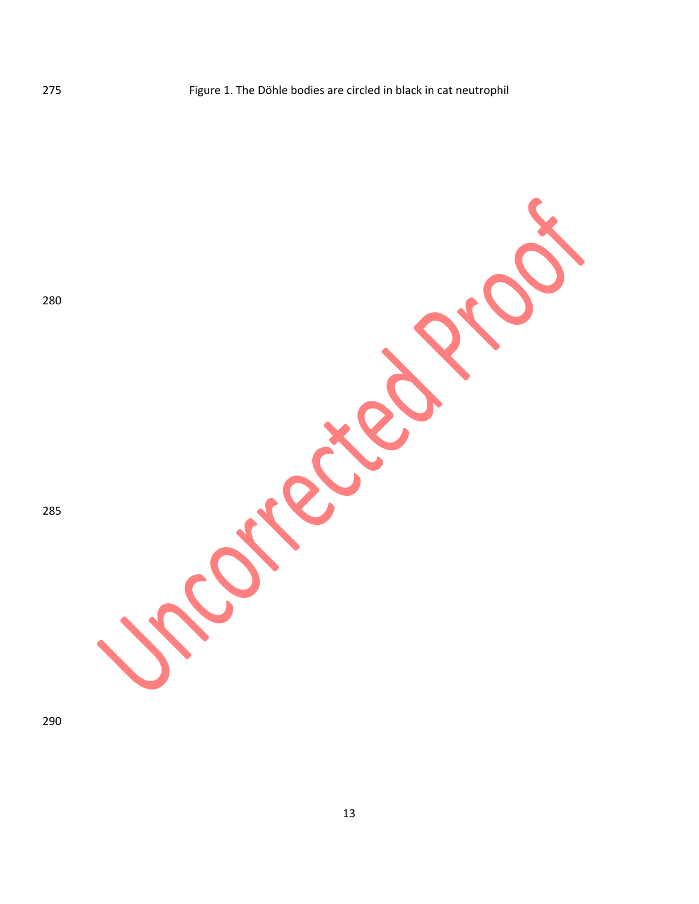Figure 1. The Döhle bodies are circled in black in cat neutrophil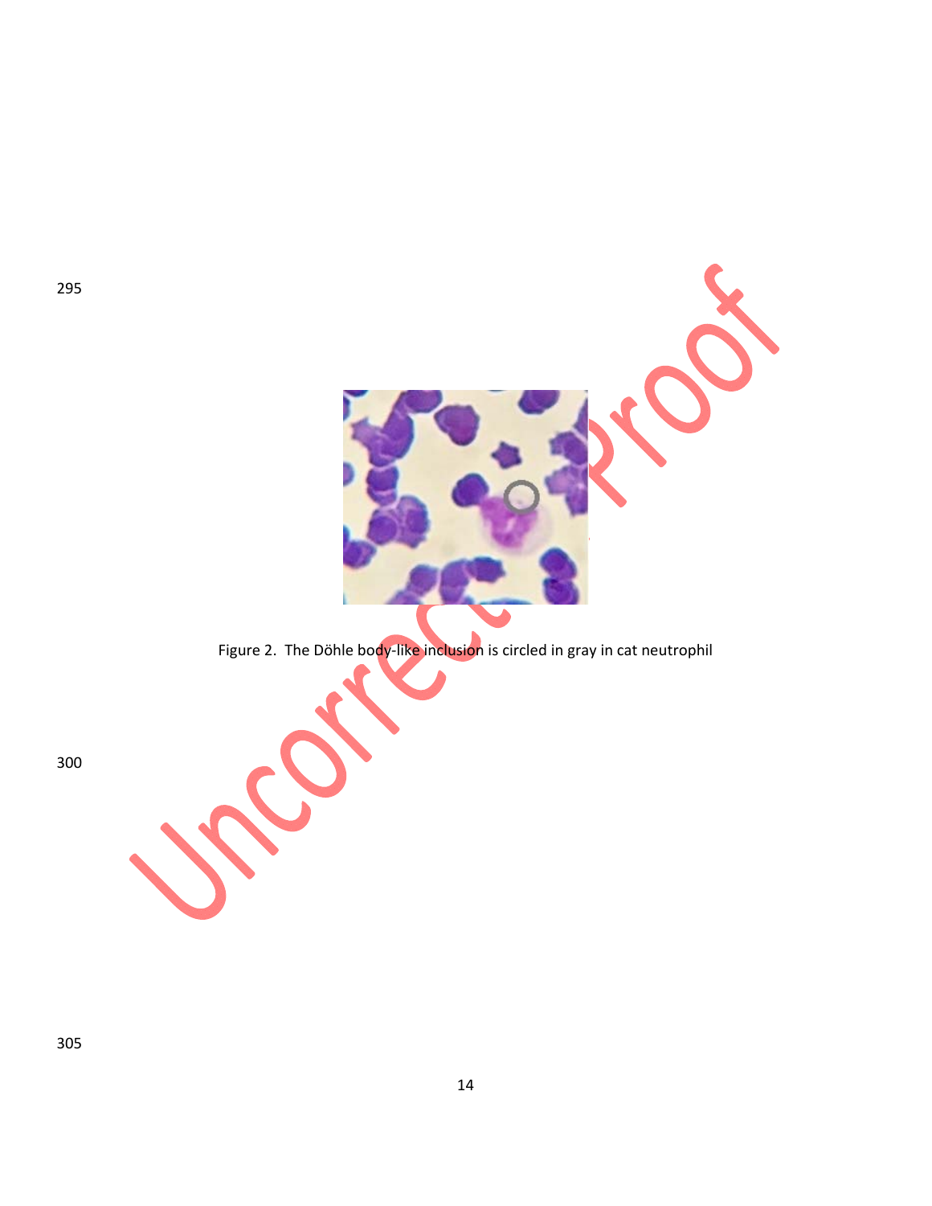Figure 2. The Döhle body-like inclusion is circled in gray in cat neutrophil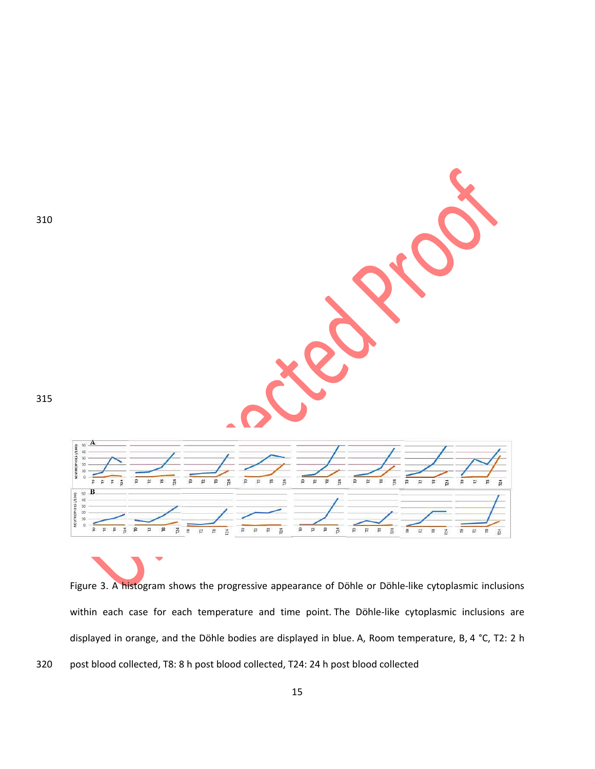Figure 3. A histogram shows the progressive appearance of Döhle or Döhle-like cytoplasmic inclusions within each case for each temperature and time point. The Döhle-like cytoplasmic inclusions are displayed in orange, and the Döhle bodies are displayed in blue. A, Room temperature, B, 4 °C, T2: 2 h post blood collected, T8: 8 h post blood collected, T24: 24 h post blood collected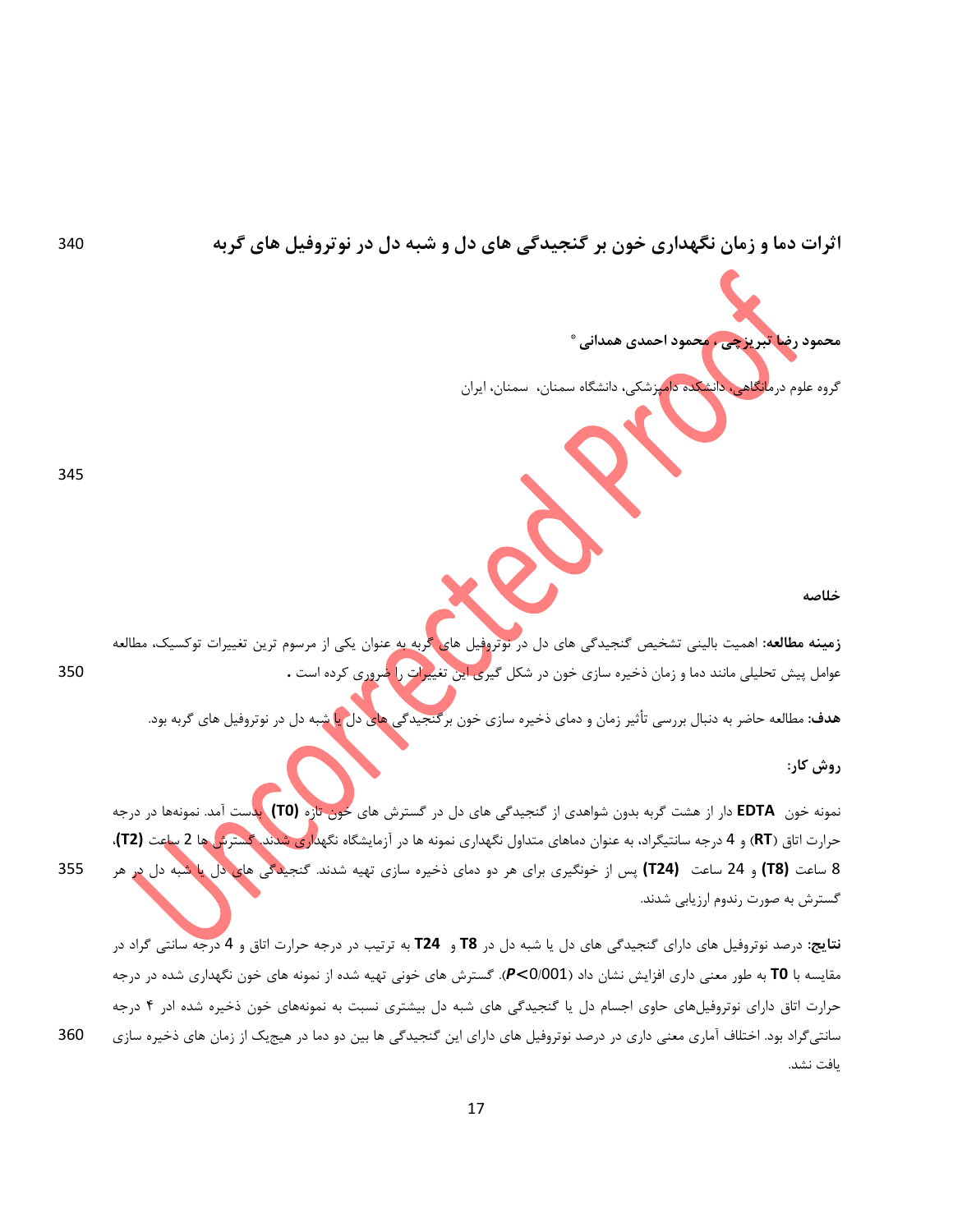# اثرات دما و زمان نگهداری خون بر گنجیدگی های دل و شبه دل در نوتروفیل های گربه

**محمود رضا تبریزچی ، محمود احمدی همدانی ***

گروه علوم درمانگاهی، دانشکده دامپزشکی، دانشگاه سمنان، سمنان، ایران

## خلاصه

**زمینه مطالعه:** اهمیت بالینی تشخیص گنجیدگی های دل در نوتروفیل های گربه به عنوان یکی از مرسوم ترین تغییرات توکسیک، مطالعه عوامل پیش تحلیلی مانند دما و زمان ذخیره سازی خون در شکل گیری این تغییرات را ضروری کرده است .

**هدف:** مطالعه حاضر به دنبال بررسی تأثیر زمان و دمای ذخیره سازی خون برگنجیدگی های دل یا شبه دل در نوتروفیل های گربه بود.

**روش کار:**

نمونه خون **EDTA** دار از هشت گربه بدون شواهدی از گنجیدگی های دل در گسترش های خون تازه **(T0)** بدست آمد. نمونه‌ها در درجه حرارت اتاق (**RT**) و 4 درجه سانتیگراد، به عنوان دماهای متداول نگهداری نمونه ها در آزمایشگاه نگهداری شدند. گسترش ها 2 ساعت **(T2)**، 8 ساعت **(T8)** و 24 ساعت **(T24)** پس از خونگیری برای هر دو دمای ذخیره سازی تهیه شدند. گنجیدگی های دل یا شبه دل در هر گسترش به صورت رندوم ارزیابی شدند.

**نتایج:** درصد نوتروفیل های دارای گنجیدگی های دل یا شبه دل در **T8** و **T24** به ترتیب در درجه حرارت اتاق و 4 درجه سانتی گراد در مقایسه با **T0** به طور معنی داری افزایش نشان داد (***P*<0/001**). گسترش های خونی تهیه شده از نمونه های خون نگهداری شده در درجه حرارت اتاق دارای نوتروفیل‌های حاوی اجسام دل یا گنجیدگی های شبه دل بیشتری نسبت به نمونه‌های خون ذخیره شده ادر ۴ درجه سانتی‌گراد بود. اختلاف آماری معنی داری در درصد نوتروفیل های دارای این گنجیدگی ها بین دو دما در هیچ‌یک از زمان های ذخیره سازی یافت نشد.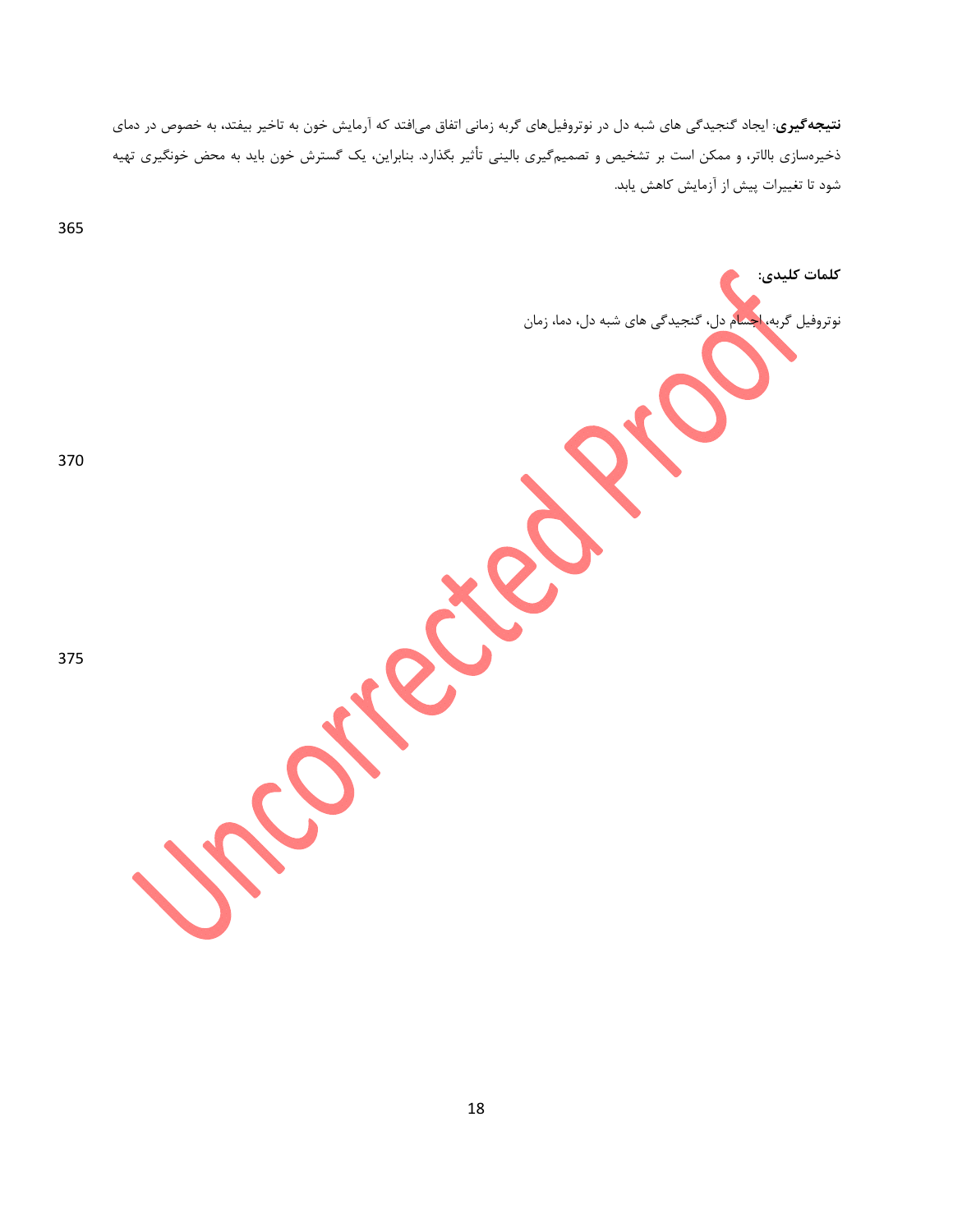**نتیجه‌گیری**: ایجاد گنجیدگی های شبه دل در نوتروفیل‌های گربه زمانی اتفاق می‌افتد که آرمایش خون به تاخیر بیفتد، به خصوص در دمای ذخیره‌سازی بالاتر، و ممکن است بر تشخیص و تصمیم‌گیری بالینی تأثیر بگذارد. بنابراین، یک گسترش خون باید به محض خونگیری تهیه شود تا تغییرات پیش از آزمایش کاهش یابد.

**کلمات کلیدی**:

نوتروفیل گربه، اجسام دل، گنجیدگی های شبه دل، دما، زمان